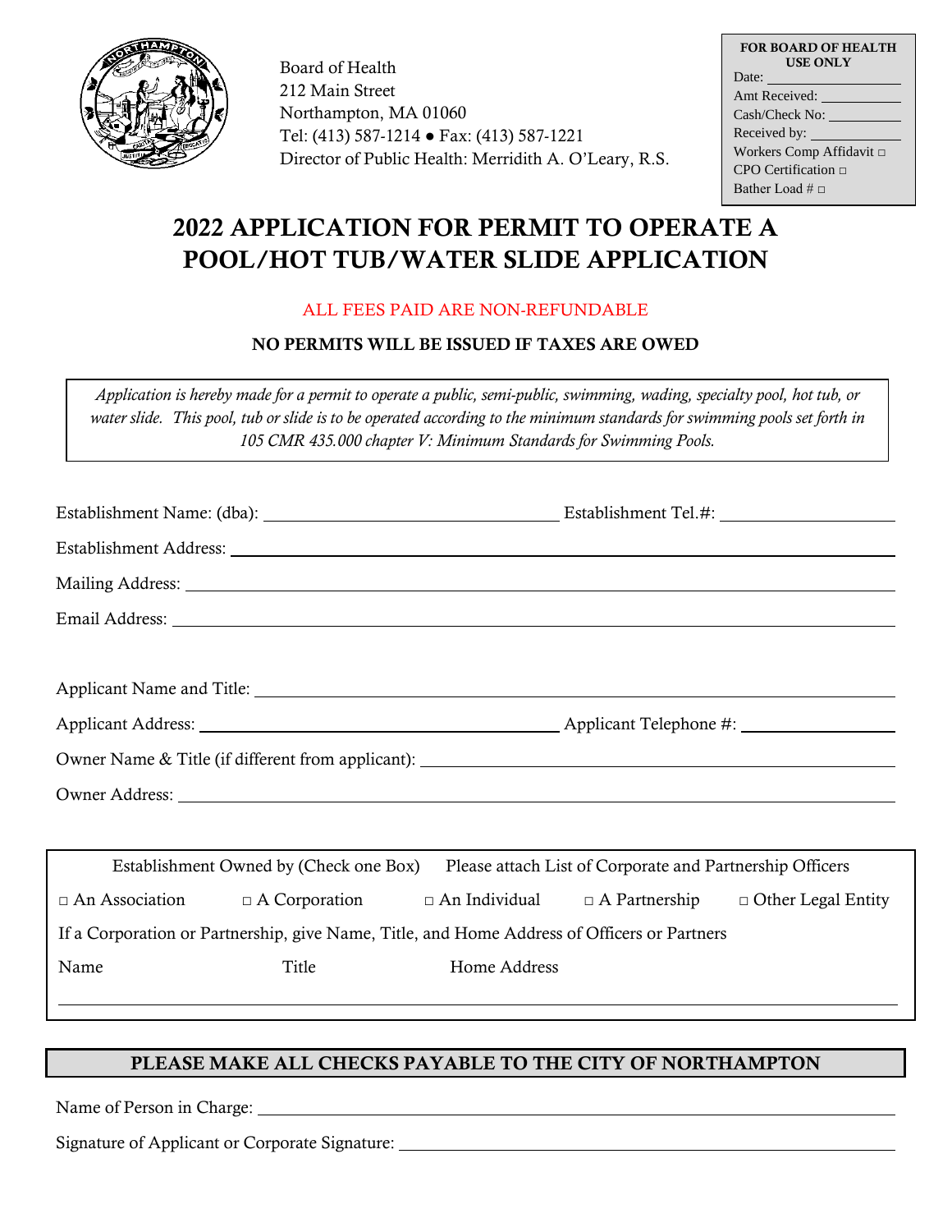Board of Health
212 Main Street
Northampton, MA 01060
Tel: (413) 587-1214 ● Fax: (413) 587-1221
Director of Public Health: Merridith A. O'Leary, R.S.

**FOR BOARD OF HEALTH USE ONLY**
Date: ___________
Amt Received: ___________
Cash/Check No: ___________
Received by: ___________
Workers Comp Affidavit □
CPO Certification □
Bather Load # □

# 2022 APPLICATION FOR PERMIT TO OPERATE A POOL/HOT TUB/WATER SLIDE APPLICATION

ALL FEES PAID ARE NON-REFUNDABLE

**NO PERMITS WILL BE ISSUED IF TAXES ARE OWED**

*Application is hereby made for a permit to operate a public, semi-public, swimming, wading, specialty pool, hot tub, or water slide. This pool, tub or slide is to be operated according to the minimum standards for swimming pools set forth in 105 CMR 435.000 chapter V: Minimum Standards for Swimming Pools.*

Establishment Name: (dba): ___________________________ Establishment Tel.#: ___________________

Establishment Address: ______________________________________________________________

Mailing Address: ___________________________________________________________________

Email Address: ____________________________________________________________________

Applicant Name and Title: ____________________________________________________________

Applicant Address: ___________________________________ Applicant Telephone #: ________________

Owner Name & Title (if different from applicant): ___________________________________________

Owner Address: ____________________________________________________________________

Establishment Owned by (Check one Box) Please attach List of Corporate and Partnership Officers

□ An Association □ A Corporation □ An Individual □ A Partnership □ Other Legal Entity

If a Corporation or Partnership, give Name, Title, and Home Address of Officers or Partners

| Name | Title | Home Address |
|---|---|---|
| | | |

**PLEASE MAKE ALL CHECKS PAYABLE TO THE CITY OF NORTHAMPTON**

Name of Person in Charge: ____________________________________________________________

Signature of Applicant or Corporate Signature: ______________________________________________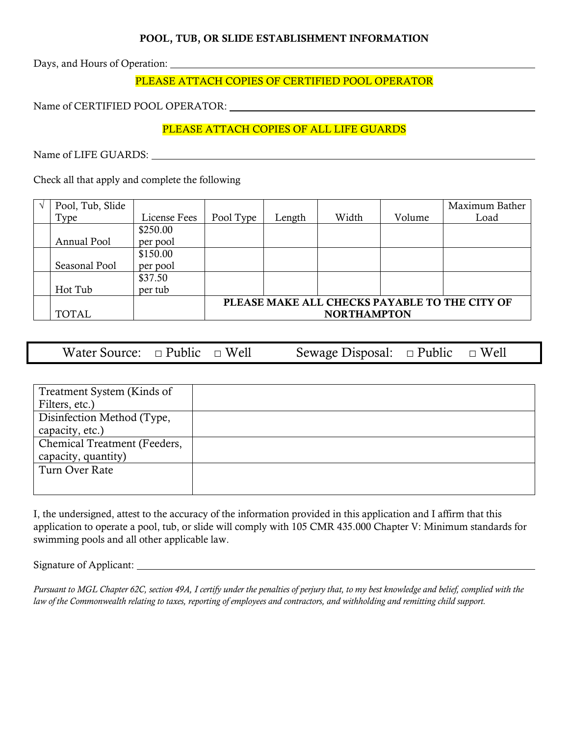## POOL, TUB, OR SLIDE ESTABLISHMENT INFORMATION

Days, and Hours of Operation: ______________________________

PLEASE ATTACH COPIES OF CERTIFIED POOL OPERATOR

Name of CERTIFIED POOL OPERATOR: ______________________________

PLEASE ATTACH COPIES OF ALL LIFE GUARDS

Name of LIFE GUARDS: ______________________________

Check all that apply and complete the following

| √ | Pool, Tub, Slide Type | License Fees | Pool Type | Length | Width | Volume | Maximum Bather Load |
|---|---|---|---|---|---|---|---|
| | Annual Pool | $250.00 per pool | | | | | |
| | Seasonal Pool | $150.00 per pool | | | | | |
| | Hot Tub | $37.50 per tub | | | | | |
| | TOTAL | | **PLEASE MAKE ALL CHECKS PAYABLE TO THE CITY OF NORTHAMPTON** | | | | |

Water Source: □ Public □ Well     Sewage Disposal: □ Public □ Well

| | |
|---|---|
| Treatment System (Kinds of Filters, etc.) | |
| Disinfection Method (Type, capacity, etc.) | |
| Chemical Treatment (Feeders, capacity, quantity) | |
| Turn Over Rate | |

I, the undersigned, attest to the accuracy of the information provided in this application and I affirm that this application to operate a pool, tub, or slide will comply with 105 CMR 435.000 Chapter V: Minimum standards for swimming pools and all other applicable law.

Signature of Applicant: ______________________________

*Pursuant to MGL Chapter 62C, section 49A, I certify under the penalties of perjury that, to my best knowledge and belief, complied with the law of the Commonwealth relating to taxes, reporting of employees and contractors, and withholding and remitting child support.*